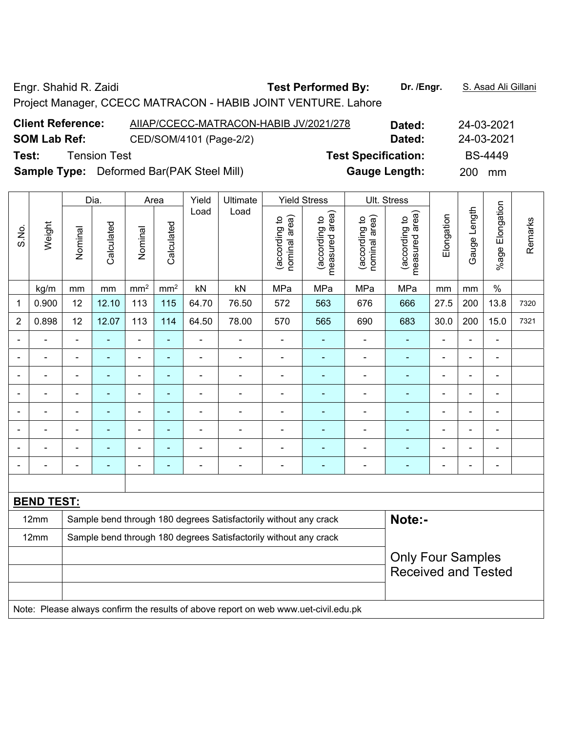Engr. Shahid R. Zaidi | **Test Performed By:** **Dr. /Engr.** S. Asad Ali Gillani

Project Manager, CCECC MATRACON - HABIB JOINT VENTURE. Lahore

**Client Reference:** AIIAP/CCECC-MATRACON-HABIB JV/2021/278 **Dated:** 24-03-2021

**SOM Lab Ref:** CED/SOM/4101 (Page-2/2) **Dated:** 24-03-2021

**Test:** Tension Test **Test Specification:** BS-4449

**Sample Type:** Deformed Bar(PAK Steel Mill) **Gauge Length:** 200 mm

| S.No. | Weight | Dia. | | Area | | Yield Load | Ultimate Load | Yield Stress | | Ult. Stress | | Elongation | Gauge Length | %age Elongation | Remarks |
|---|---|---|---|---|---|---|---|---|---|---|---|---|---|---|---|
| | | Nominal | Calculated | Nominal | Calculated | | | (according to nominal area) | (according to measured area) | (according to nominal area) | (according to measured area) | | | | |
| | kg/m | mm | mm | mm$^2$ | mm$^2$ | kN | kN | MPa | MPa | MPa | MPa | mm | mm | % | |
| 1 | 0.900 | 12 | 12.10 | 113 | 115 | 64.70 | 76.50 | 572 | 563 | 676 | 666 | 27.5 | 200 | 13.8 | 7320 |
| 2 | 0.898 | 12 | 12.07 | 113 | 114 | 64.50 | 78.00 | 570 | 565 | 690 | 683 | 30.0 | 200 | 15.0 | 7321 |
| - | - | - | - | - | - | - | - | - | - | - | - | - | - | - | |
| - | - | - | - | - | - | - | - | - | - | - | - | - | - | - | |
| - | - | - | - | - | - | - | - | - | - | - | - | - | - | - | |
| - | - | - | - | - | - | - | - | - | - | - | - | - | - | - | |
| - | - | - | - | - | - | - | - | - | - | - | - | - | - | - | |
| - | - | - | - | - | - | - | - | - | - | - | - | - | - | - | |
| - | - | - | - | - | - | - | - | - | - | - | - | - | - | - | |
| - | - | - | - | - | - | - | - | - | - | - | - | - | - | - | |

**BEND TEST:**

| Size | Result |
|---|---|
| 12mm | Sample bend through 180 degrees Satisfactorily without any crack |
| 12mm | Sample bend through 180 degrees Satisfactorily without any crack |

**Note:-**

Only Four Samples Received and Tested

Note: Please always confirm the results of above report on web www.uet-civil.edu.pk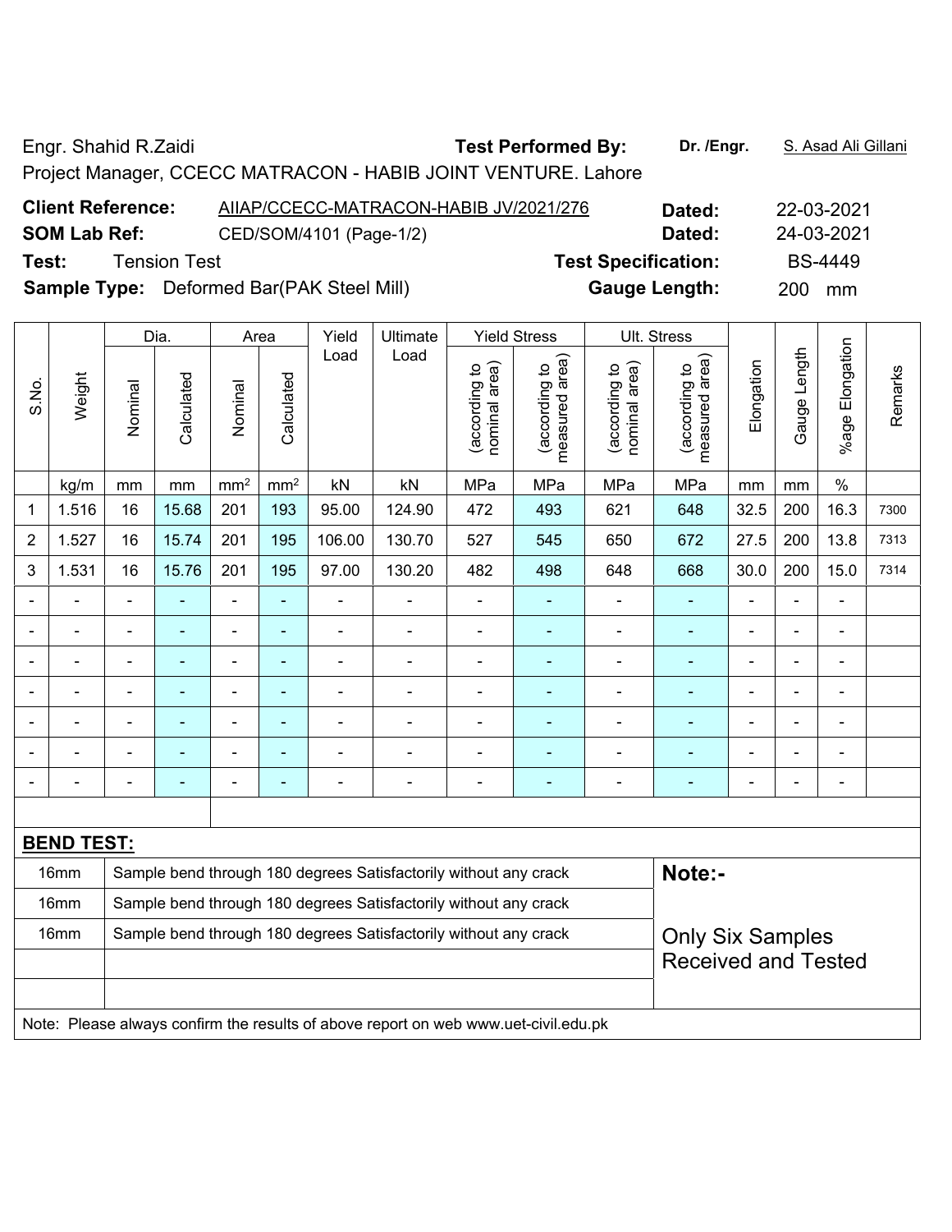Engr. Shahid R.Zaidi **Test Performed By:** **Dr. /Engr.** S. Asad Ali Gillani

Project Manager, CCECC MATRACON - HABIB JOINT VENTURE. Lahore

| | | | |
|---|---|---|---|
| **Client Reference:** | AIIAP/CCECC-MATRACON-HABIB JV/2021/276 | **Dated:** | 22-03-2021 |
| **SOM Lab Ref:** | CED/SOM/4101 (Page-1/2) | **Dated:** | 24-03-2021 |
| **Test:** | Tension Test | **Test Specification:** | BS-4449 |
| **Sample Type:** | Deformed Bar(PAK Steel Mill) | **Gauge Length:** | 200 mm |

| S.No. | Weight | Dia. | | Area | | Yield Load | Ultimate Load | Yield Stress | | Ult. Stress | | Elongation | Gauge Length | %age Elongation | Remarks |
|---|---|---|---|---|---|---|---|---|---|---|---|---|---|---|---|
| | | Nominal | Calculated | Nominal | Calculated | | | (according to nominal area) | (according to measured area) | (according to nominal area) | (according to measured area) | | | | |
| | kg/m | mm | mm | $mm^2$ | $mm^2$ | kN | kN | MPa | MPa | MPa | MPa | mm | mm | % | |
| 1 | 1.516 | 16 | 15.68 | 201 | 193 | 95.00 | 124.90 | 472 | 493 | 621 | 648 | 32.5 | 200 | 16.3 | 7300 |
| 2 | 1.527 | 16 | 15.74 | 201 | 195 | 106.00 | 130.70 | 527 | 545 | 650 | 672 | 27.5 | 200 | 13.8 | 7313 |
| 3 | 1.531 | 16 | 15.76 | 201 | 195 | 97.00 | 130.20 | 482 | 498 | 648 | 668 | 30.0 | 200 | 15.0 | 7314 |
| - | - | - | - | - | - | - | - | - | - | - | - | - | - | - | |
| - | - | - | - | - | - | - | - | - | - | - | - | - | - | - | |
| - | - | - | - | - | - | - | - | - | - | - | - | - | - | - | |
| - | - | - | - | - | - | - | - | - | - | - | - | - | - | - | |
| - | - | - | - | - | - | - | - | - | - | - | - | - | - | - | |
| - | - | - | - | - | - | - | - | - | - | - | - | - | - | - | |
| - | - | - | - | - | - | - | - | - | - | - | - | - | - | - | |

**BEND TEST:**

| | | |
|---|---|---|
| 16mm | Sample bend through 180 degrees Satisfactorily without any crack | **Note:-** |
| 16mm | Sample bend through 180 degrees Satisfactorily without any crack | |
| 16mm | Sample bend through 180 degrees Satisfactorily without any crack | Only Six Samples Received and Tested |

Note: Please always confirm the results of above report on web www.uet-civil.edu.pk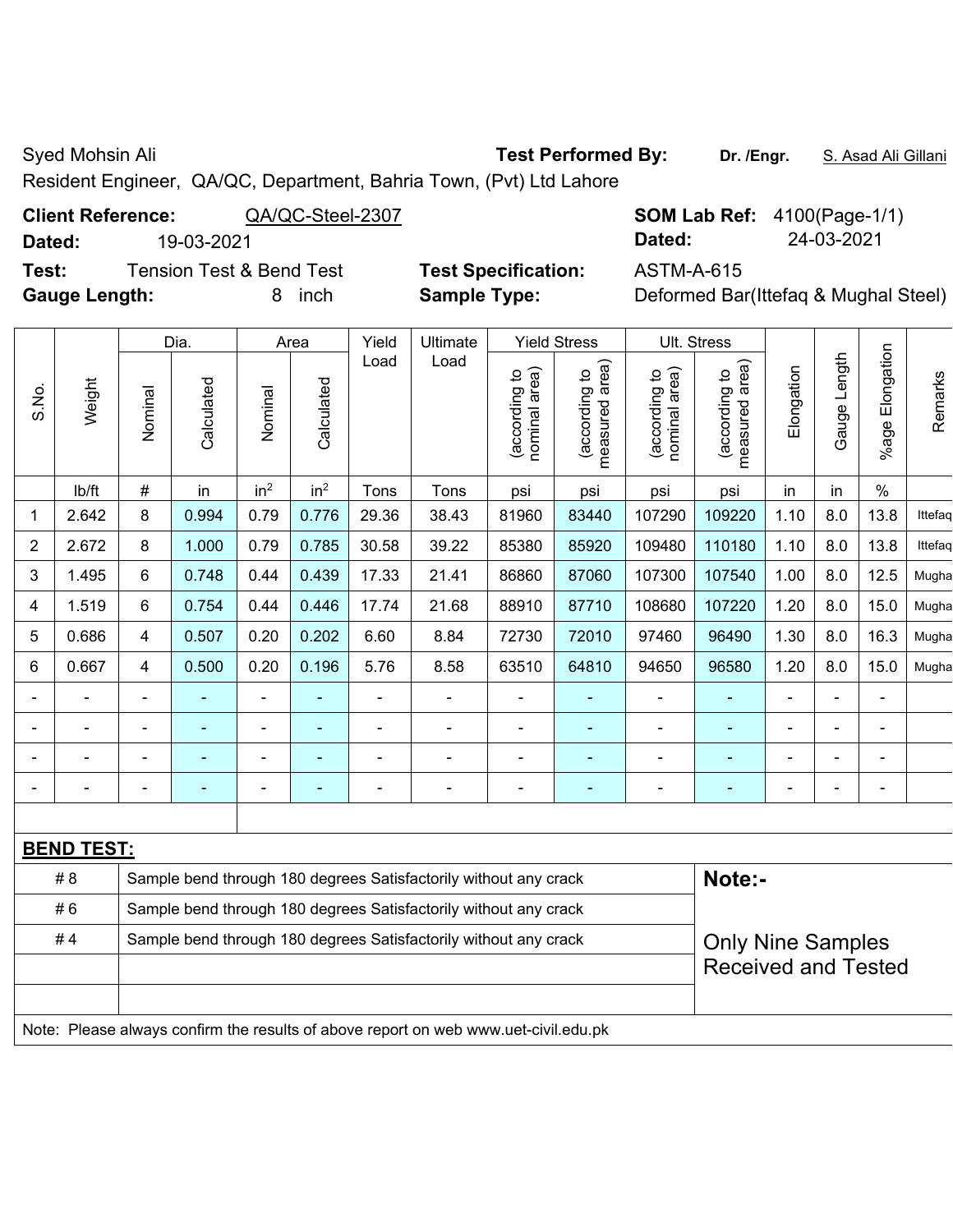Syed Mohsin Ali **Test Performed By:** **Dr. /Engr.** S. Asad Ali Gillani

Resident Engineer, QA/QC, Department, Bahria Town, (Pvt) Ltd Lahore

**Client Reference:** QA/QC-Steel-2307 **SOM Lab Ref:** 4100(Page-1/1)

**Dated:** 19-03-2021 **Dated:** 24-03-2021

**Test:** Tension Test & Bend Test **Test Specification:** ASTM-A-615

**Gauge Length:** 8 inch **Sample Type:** Deformed Bar(Ittefaq & Mughal Steel)

| S.No. | Weight | Dia. | | Area | | Yield Load | Ultimate Load | Yield Stress | | Ult. Stress | | Elongation | Gauge Length | %age Elongation | Remarks |
|---|---|---|---|---|---|---|---|---|---|---|---|---|---|---|---|
| | | Nominal | Calculated | Nominal | Calculated | | | (according to nominal area) | (according to measured area) | (according to nominal area) | (according to measured area) | | | | |
| | lb/ft | # | in | in$^2$ | in$^2$ | Tons | Tons | psi | psi | psi | psi | in | in | % | |
| 1 | 2.642 | 8 | 0.994 | 0.79 | 0.776 | 29.36 | 38.43 | 81960 | 83440 | 107290 | 109220 | 1.10 | 8.0 | 13.8 | Ittefaq |
| 2 | 2.672 | 8 | 1.000 | 0.79 | 0.785 | 30.58 | 39.22 | 85380 | 85920 | 109480 | 110180 | 1.10 | 8.0 | 13.8 | Ittefaq |
| 3 | 1.495 | 6 | 0.748 | 0.44 | 0.439 | 17.33 | 21.41 | 86860 | 87060 | 107300 | 107540 | 1.00 | 8.0 | 12.5 | Mugha |
| 4 | 1.519 | 6 | 0.754 | 0.44 | 0.446 | 17.74 | 21.68 | 88910 | 87710 | 108680 | 107220 | 1.20 | 8.0 | 15.0 | Mugha |
| 5 | 0.686 | 4 | 0.507 | 0.20 | 0.202 | 6.60 | 8.84 | 72730 | 72010 | 97460 | 96490 | 1.30 | 8.0 | 16.3 | Mugha |
| 6 | 0.667 | 4 | 0.500 | 0.20 | 0.196 | 5.76 | 8.58 | 63510 | 64810 | 94650 | 96580 | 1.20 | 8.0 | 15.0 | Mugha |
| - | - | - | - | - | - | - | - | - | - | - | - | - | - | - | |
| - | - | - | - | - | - | - | - | - | - | - | - | - | - | - | |
| - | - | - | - | - | - | - | - | - | - | - | - | - | - | - | |
| - | - | - | - | - | - | - | - | - | - | - | - | - | - | - | |

**BEND TEST:**

| | | |
|---|---|---|
| # 8 | Sample bend through 180 degrees Satisfactorily without any crack | **Note:-** |
| # 6 | Sample bend through 180 degrees Satisfactorily without any crack | |
| # 4 | Sample bend through 180 degrees Satisfactorily without any crack | Only Nine Samples Received and Tested |
| | | |
| | | |

Note: Please always confirm the results of above report on web www.uet-civil.edu.pk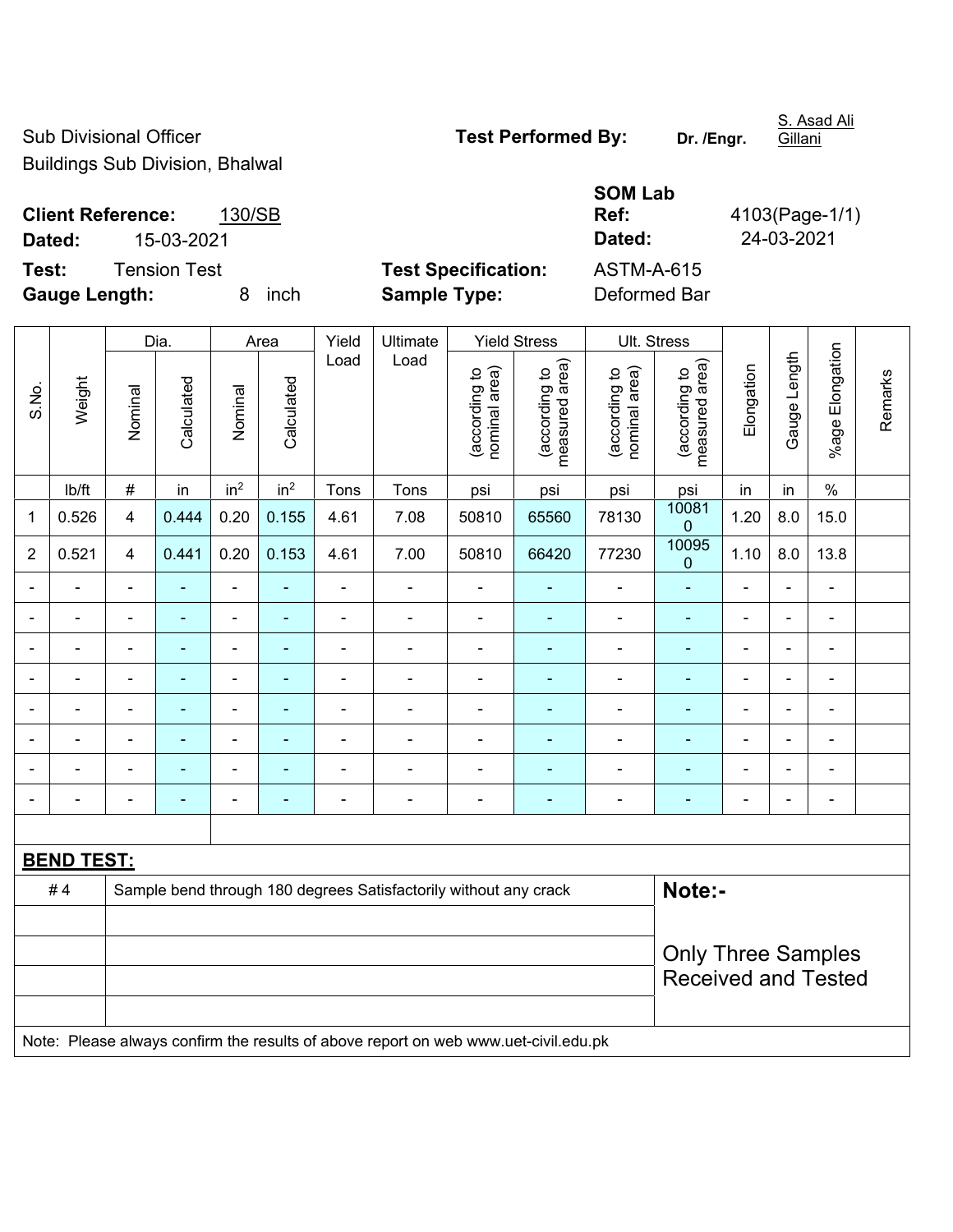Sub Divisional Officer
Buildings Sub Division, Bhalwal

**Test Performed By:** **Dr. /Engr.** S. Asad Ali Gillani

**Client Reference:** 130/SB
**Dated:** 15-03-2021

**SOM Lab Ref:** 4103(Page-1/1)
**Dated:** 24-03-2021

**Test:** Tension Test
**Gauge Length:** 8 inch

**Test Specification:** ASTM-A-615
**Sample Type:** Deformed Bar

| S.No. | Weight | Dia. | | Area | | Yield Load | Ultimate Load | Yield Stress | | Ult. Stress | | Elongation | Gauge Length | %age Elongation | Remarks |
|---|---|---|---|---|---|---|---|---|---|---|---|---|---|---|---|
| | | Nominal | Calculated | Nominal | Calculated | | | (according to nominal area) | (according to measured area) | (according to nominal area) | (according to measured area) | | | | |
| | lb/ft | # | in | $in^2$ | $in^2$ | Tons | Tons | psi | psi | psi | psi | in | in | % | |
| 1 | 0.526 | 4 | 0.444 | 0.20 | 0.155 | 4.61 | 7.08 | 50810 | 65560 | 78130 | 100810 | 1.20 | 8.0 | 15.0 | |
| 2 | 0.521 | 4 | 0.441 | 0.20 | 0.153 | 4.61 | 7.00 | 50810 | 66420 | 77230 | 100950 | 1.10 | 8.0 | 13.8 | |
| - | - | - | - | - | - | - | - | - | - | - | - | - | - | - | |
| - | - | - | - | - | - | - | - | - | - | - | - | - | - | - | |
| - | - | - | - | - | - | - | - | - | - | - | - | - | - | - | |
| - | - | - | - | - | - | - | - | - | - | - | - | - | - | - | |
| - | - | - | - | - | - | - | - | - | - | - | - | - | - | - | |
| - | - | - | - | - | - | - | - | - | - | - | - | - | - | - | |
| - | - | - | - | - | - | - | - | - | - | - | - | - | - | - | |
| - | - | - | - | - | - | - | - | - | - | - | - | - | - | - | |

**BEND TEST:**

| # 4 | Sample bend through 180 degrees Satisfactorily without any crack |
|---|---|

**Note:-**

Only Three Samples Received and Tested

Note: Please always confirm the results of above report on web www.uet-civil.edu.pk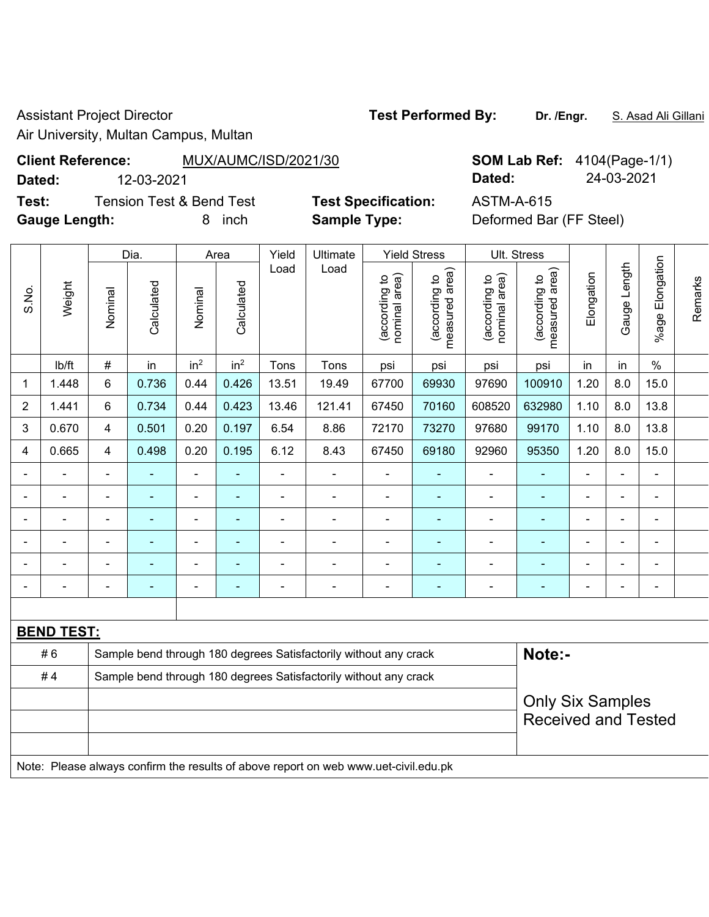Assistant Project Director
Air University, Multan Campus, Multan

**Test Performed By:** **Dr. /Engr.** S. Asad Ali Gillani

**Client Reference:** MUX/AUMC/ISD/2021/30
**Dated:** 12-03-2021

**SOM Lab Ref:** 4104(Page-1/1)
**Dated:** 24-03-2021

**Test:** Tension Test & Bend Test
**Gauge Length:** 8 inch

**Test Specification:** ASTM-A-615
**Sample Type:** Deformed Bar (FF Steel)

| S.No. | Weight | Dia. | | Area | | Yield Load | Ultimate Load | Yield Stress | | Ult. Stress | | Elongation | Gauge Length | %age Elongation | Remarks |
|---|---|---|---|---|---|---|---|---|---|---|---|---|---|---|---|
| | | Nominal | Calculated | Nominal | Calculated | | | (according to nominal area) | (according to measured area) | (according to nominal area) | (according to measured area) | | | | |
| | lb/ft | # | in | in$^2$ | in$^2$ | Tons | Tons | psi | psi | psi | psi | in | in | % | |
| 1 | 1.448 | 6 | 0.736 | 0.44 | 0.426 | 13.51 | 19.49 | 67700 | 69930 | 97690 | 100910 | 1.20 | 8.0 | 15.0 | |
| 2 | 1.441 | 6 | 0.734 | 0.44 | 0.423 | 13.46 | 121.41 | 67450 | 70160 | 608520 | 632980 | 1.10 | 8.0 | 13.8 | |
| 3 | 0.670 | 4 | 0.501 | 0.20 | 0.197 | 6.54 | 8.86 | 72170 | 73270 | 97680 | 99170 | 1.10 | 8.0 | 13.8 | |
| 4 | 0.665 | 4 | 0.498 | 0.20 | 0.195 | 6.12 | 8.43 | 67450 | 69180 | 92960 | 95350 | 1.20 | 8.0 | 15.0 | |
| - | - | - | - | - | - | - | - | - | - | - | - | - | - | - | |
| - | - | - | - | - | - | - | - | - | - | - | - | - | - | - | |
| - | - | - | - | - | - | - | - | - | - | - | - | - | - | - | |
| - | - | - | - | - | - | - | - | - | - | - | - | - | - | - | |
| - | - | - | - | - | - | - | - | - | - | - | - | - | - | - | |
| - | - | - | - | - | - | - | - | - | - | - | - | - | - | - | |

**BEND TEST:**

| | |
|---|---|
| # 6 | Sample bend through 180 degrees Satisfactorily without any crack |
| # 4 | Sample bend through 180 degrees Satisfactorily without any crack |

**Note:-**

Only Six Samples Received and Tested

Note: Please always confirm the results of above report on web www.uet-civil.edu.pk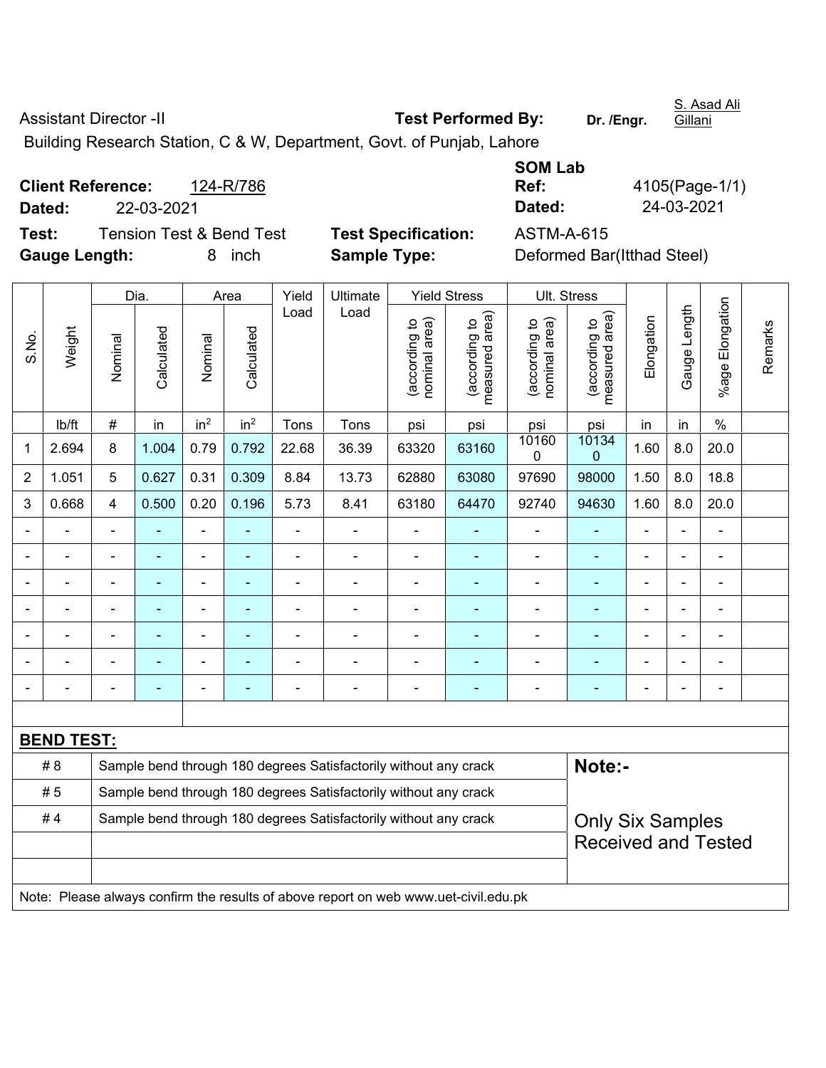Assistant Director -II | **Test Performed By:** Dr. /Engr. S. Asad Ali Gillani

Building Research Station, C & W, Department, Govt. of Punjab, Lahore

**Client Reference:** 124-R/786

**Dated:** 22-03-2021

**SOM Lab Ref:** 4105(Page-1/1)

**Dated:** 24-03-2021

**Test:** Tension Test & Bend Test

**Test Specification:** ASTM-A-615

**Gauge Length:** 8 inch

**Sample Type:** Deformed Bar(Itthad Steel)

| S.No. | Weight | Dia. | | Area | | Yield Load | Ultimate Load | Yield Stress | | Ult. Stress | | Elongation | Gauge Length | %age Elongation | Remarks |
|---|---|---|---|---|---|---|---|---|---|---|---|---|---|---|---|
| | | Nominal | Calculated | Nominal | Calculated | | | (according to nominal area) | (according to measured area) | (according to nominal area) | (according to measured area) | | | | |
| | lb/ft | # | in | $in^2$ | $in^2$ | Tons | Tons | psi | psi | psi | psi | in | in | % | |
| 1 | 2.694 | 8 | 1.004 | 0.79 | 0.792 | 22.68 | 36.39 | 63320 | 63160 | 101600 | 101340 | 1.60 | 8.0 | 20.0 | |
| 2 | 1.051 | 5 | 0.627 | 0.31 | 0.309 | 8.84 | 13.73 | 62880 | 63080 | 97690 | 98000 | 1.50 | 8.0 | 18.8 | |
| 3 | 0.668 | 4 | 0.500 | 0.20 | 0.196 | 5.73 | 8.41 | 63180 | 64470 | 92740 | 94630 | 1.60 | 8.0 | 20.0 | |
| - | - | - | - | - | - | - | - | - | - | - | - | - | - | - | |
| - | - | - | - | - | - | - | - | - | - | - | - | - | - | - | |
| - | - | - | - | - | - | - | - | - | - | - | - | - | - | - | |
| - | - | - | - | - | - | - | - | - | - | - | - | - | - | - | |
| - | - | - | - | - | - | - | - | - | - | - | - | - | - | - | |
| - | - | - | - | - | - | - | - | - | - | - | - | - | - | - | |
| - | - | - | - | - | - | - | - | - | - | - | - | - | - | - | |

**BEND TEST:**

| | | |
|---|---|---|
| # 8 | Sample bend through 180 degrees Satisfactorily without any crack | **Note:-** |
| # 5 | Sample bend through 180 degrees Satisfactorily without any crack | |
| # 4 | Sample bend through 180 degrees Satisfactorily without any crack | Only Six Samples Received and Tested |

Note: Please always confirm the results of above report on web www.uet-civil.edu.pk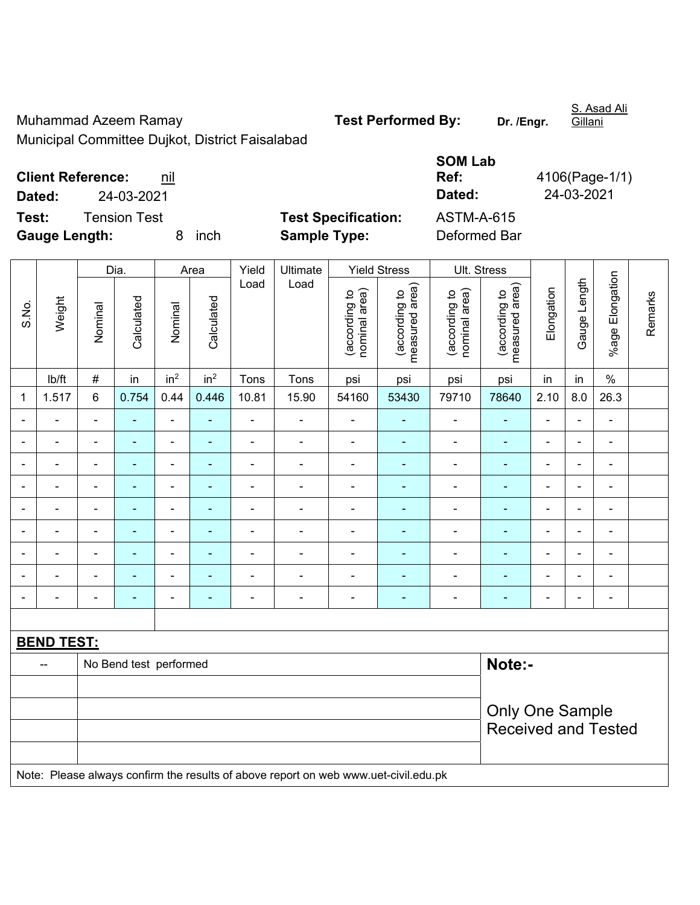Muhammad Azeem Ramay
Municipal Committee Dujkot, District Faisalabad

**Test Performed By:** Dr. /Engr. S. Asad Ali Gillani

**Client Reference:** nil
**Dated:** 24-03-2021

**SOM Lab Ref:** 4106(Page-1/1)
**Dated:** 24-03-2021

**Test:** Tension Test
**Gauge Length:** 8 inch

**Test Specification:** ASTM-A-615
**Sample Type:** Deformed Bar

| S.No. | Weight | Dia. | | Area | | Yield Load | Ultimate Load | Yield Stress | | Ult. Stress | | Elongation | Gauge Length | %age Elongation | Remarks |
|---|---|---|---|---|---|---|---|---|---|---|---|---|---|---|---|
| | | Nominal | Calculated | Nominal | Calculated | | | (according to nominal area) | (according to measured area) | (according to nominal area) | (according to measured area) | | | | |
| | lb/ft | # | in | $in^2$ | $in^2$ | Tons | Tons | psi | psi | psi | psi | in | in | % | |
| 1 | 1.517 | 6 | 0.754 | 0.44 | 0.446 | 10.81 | 15.90 | 54160 | 53430 | 79710 | 78640 | 2.10 | 8.0 | 26.3 | |
| - | - | - | - | - | - | - | - | - | - | - | - | - | - | - | |
| - | - | - | - | - | - | - | - | - | - | - | - | - | - | - | |
| - | - | - | - | - | - | - | - | - | - | - | - | - | - | - | |
| - | - | - | - | - | - | - | - | - | - | - | - | - | - | - | |
| - | - | - | - | - | - | - | - | - | - | - | - | - | - | - | |
| - | - | - | - | - | - | - | - | - | - | - | - | - | - | - | |
| - | - | - | - | - | - | - | - | - | - | - | - | - | - | - | |
| - | - | - | - | - | - | - | - | - | - | - | - | - | - | - | |
| - | - | - | - | - | - | - | - | - | - | - | - | - | - | - | |

**BEND TEST:**

| | | |
|---|---|---|
| -- | No Bend test performed | **Note:-** Only One Sample Received and Tested |

Note: Please always confirm the results of above report on web www.uet-civil.edu.pk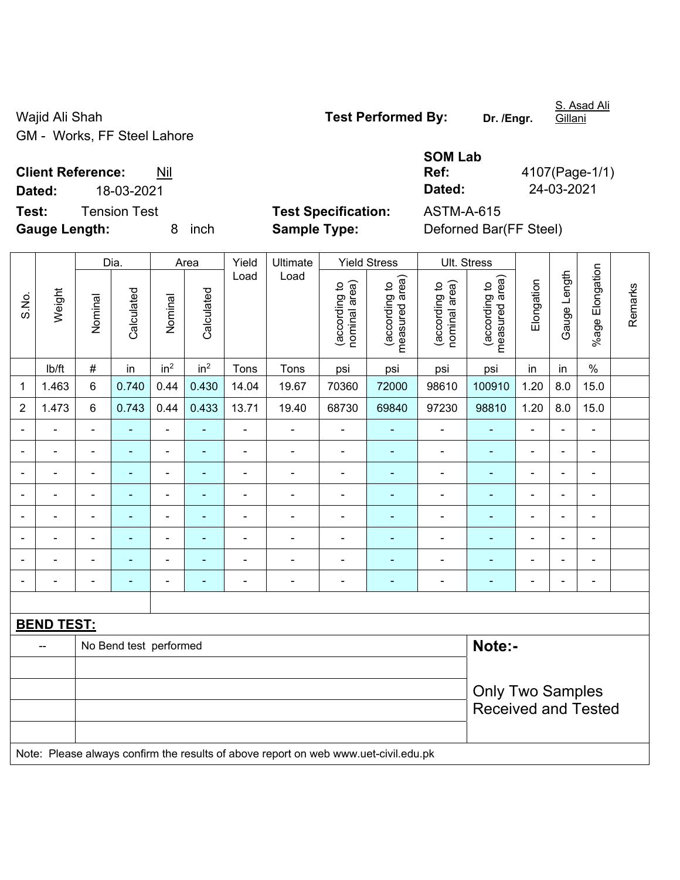Wajid Ali Shah
GM - Works, FF Steel Lahore

**Test Performed By:** **Dr. /Engr.** S. Asad Ali Gillani

**Client Reference:** Nil
**Dated:** 18-03-2021

**SOM Lab Ref:** 4107(Page-1/1)
**Dated:** 24-03-2021

**Test:** Tension Test
**Gauge Length:** 8 inch

**Test Specification:** ASTM-A-615
**Sample Type:** Deforned Bar(FF Steel)

| S.No. | Weight | Dia. | | Area | | Yield Load | Ultimate Load | Yield Stress | | Ult. Stress | | Elongation | Gauge Length | %age Elongation | Remarks |
|---|---|---|---|---|---|---|---|---|---|---|---|---|---|---|---|
| | | Nominal | Calculated | Nominal | Calculated | | | (according to nominal area) | (according to measured area) | (according to nominal area) | (according to measured area) | | | | |
| | lb/ft | # | in | $in^2$ | $in^2$ | Tons | Tons | psi | psi | psi | psi | in | in | % | |
| 1 | 1.463 | 6 | 0.740 | 0.44 | 0.430 | 14.04 | 19.67 | 70360 | 72000 | 98610 | 100910 | 1.20 | 8.0 | 15.0 | |
| 2 | 1.473 | 6 | 0.743 | 0.44 | 0.433 | 13.71 | 19.40 | 68730 | 69840 | 97230 | 98810 | 1.20 | 8.0 | 15.0 | |
| - | - | - | - | - | - | - | - | - | - | - | - | - | - | - | |
| - | - | - | - | - | - | - | - | - | - | - | - | - | - | - | |
| - | - | - | - | - | - | - | - | - | - | - | - | - | - | - | |
| - | - | - | - | - | - | - | - | - | - | - | - | - | - | - | |
| - | - | - | - | - | - | - | - | - | - | - | - | - | - | - | |
| - | - | - | - | - | - | - | - | - | - | - | - | - | - | - | |
| - | - | - | - | - | - | - | - | - | - | - | - | - | - | - | |
| - | - | - | - | - | - | - | - | - | - | - | - | - | - | - | |

**BEND TEST:**

| -- | No Bend test performed |
|---|---|

**Note:-**

Only Two Samples Received and Tested

Note: Please always confirm the results of above report on web www.uet-civil.edu.pk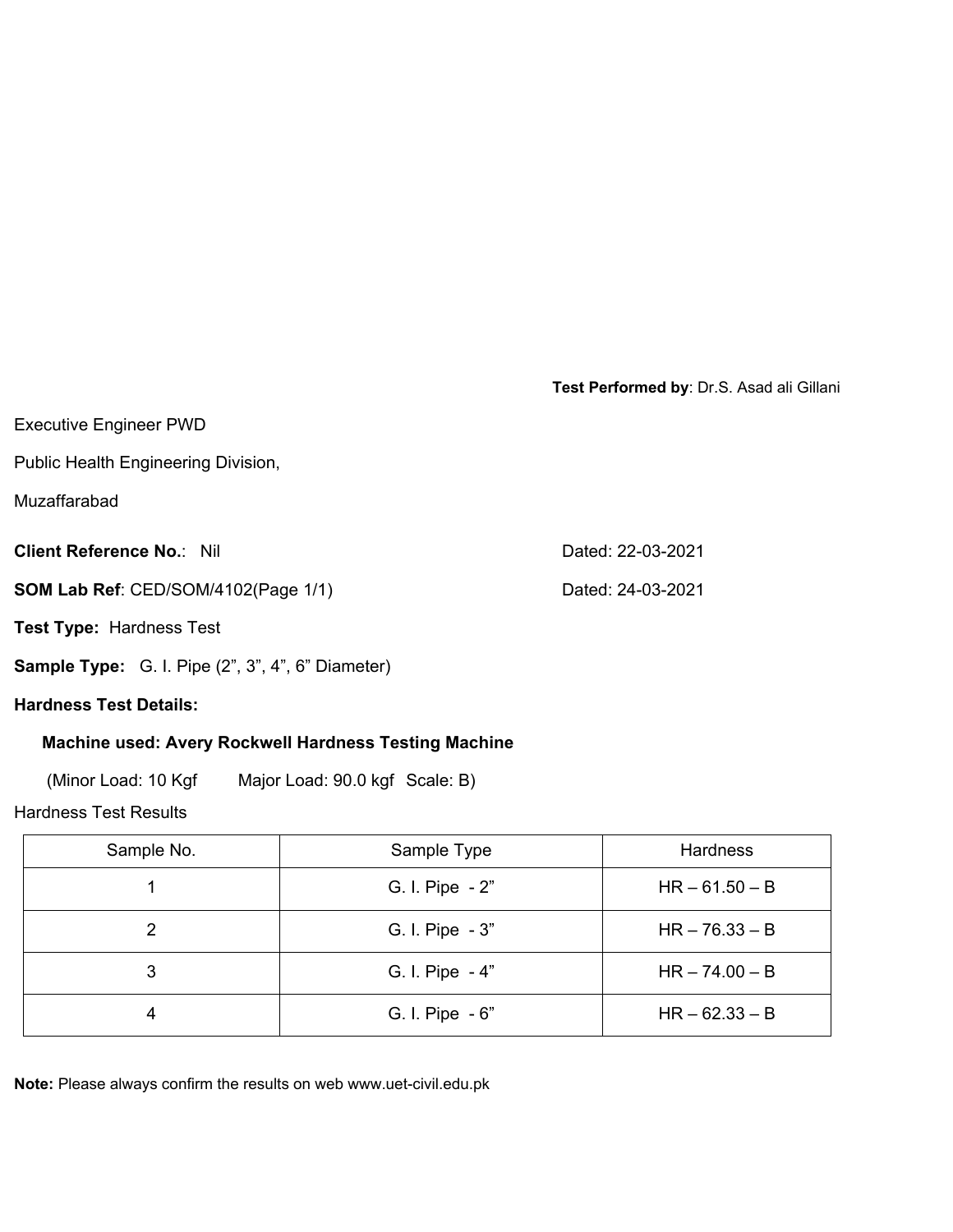**Test Performed by**: Dr.S. Asad ali Gillani

Executive Engineer PWD

Public Health Engineering Division,

Muzaffarabad

**Client Reference No.**: Nil Dated: 22-03-2021

**SOM Lab Ref**: CED/SOM/4102(Page 1/1) Dated: 24-03-2021

**Test Type:** Hardness Test

**Sample Type:** G. I. Pipe (2", 3", 4", 6" Diameter)

**Hardness Test Details:**

**Machine used: Avery Rockwell Hardness Testing Machine**

(Minor Load: 10 Kgf Major Load: 90.0 kgf Scale: B)

Hardness Test Results

| Sample No. | Sample Type | Hardness |
|---|---|---|
| 1 | G. I. Pipe - 2" | HR – 61.50 – B |
| 2 | G. I. Pipe - 3" | HR – 76.33 – B |
| 3 | G. I. Pipe - 4" | HR – 74.00 – B |
| 4 | G. I. Pipe - 6" | HR – 62.33 – B |

**Note:** Please always confirm the results on web www.uet-civil.edu.pk